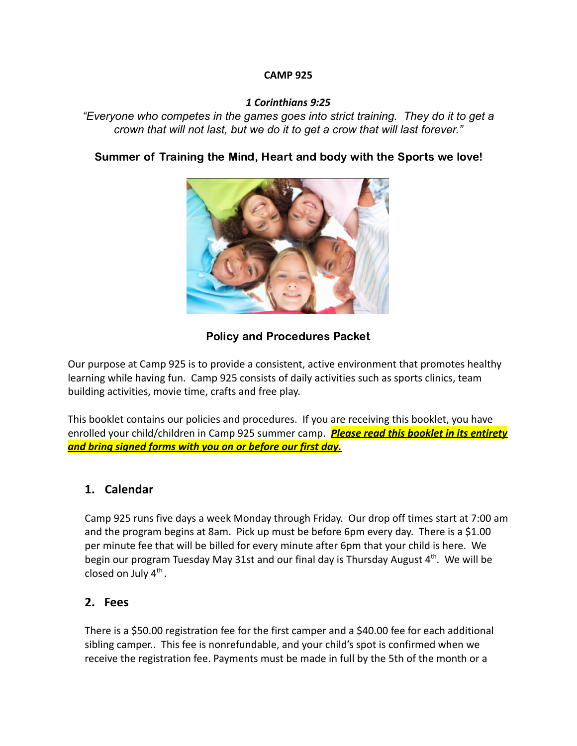**CAMP 925**

***1 Corinthians 9:25***

*"Everyone who competes in the games goes into strict training. They do it to get a crown that will not last, but we do it to get a crow that will last forever."*

**Summer of Training the Mind, Heart and body with the Sports we love!**

**Policy and Procedures Packet**

Our purpose at Camp 925 is to provide a consistent, active environment that promotes healthy learning while having fun. Camp 925 consists of daily activities such as sports clinics, team building activities, movie time, crafts and free play.

This booklet contains our policies and procedures. If you are receiving this booklet, you have enrolled your child/children in Camp 925 summer camp. ***Please read this booklet in its entirety and bring signed forms with you on or before our first day.***

## 1. Calendar

Camp 925 runs five days a week Monday through Friday. Our drop off times start at 7:00 am and the program begins at 8am. Pick up must be before 6pm every day. There is a $1.00 per minute fee that will be billed for every minute after 6pm that your child is here. We begin our program Tuesday May 31st and our final day is Thursday August 4th. We will be closed on July 4th .

## 2. Fees

There is a $50.00 registration fee for the first camper and a $40.00 fee for each additional sibling camper.. This fee is nonrefundable, and your child's spot is confirmed when we receive the registration fee. Payments must be made in full by the 5th of the month or a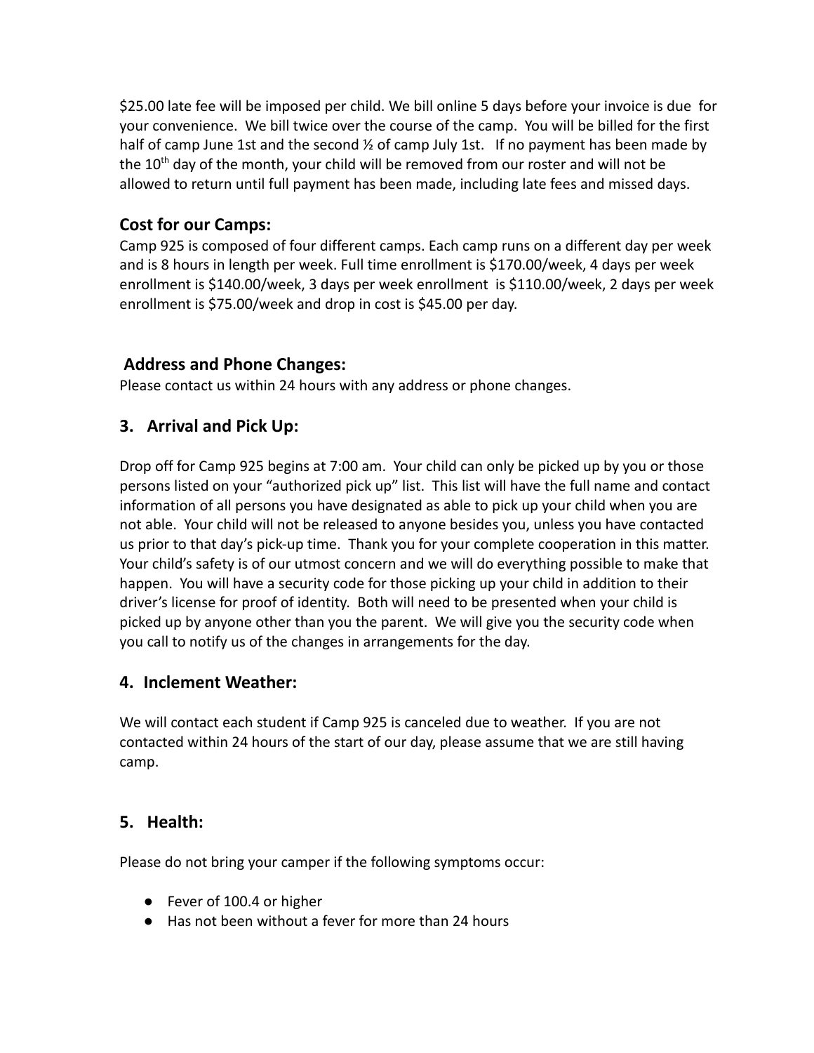$25.00 late fee will be imposed per child. We bill online 5 days before your invoice is due for your convenience. We bill twice over the course of the camp. You will be billed for the first half of camp June 1st and the second ½ of camp July 1st. If no payment has been made by the 10th day of the month, your child will be removed from our roster and will not be allowed to return until full payment has been made, including late fees and missed days.

## Cost for our Camps:

Camp 925 is composed of four different camps. Each camp runs on a different day per week and is 8 hours in length per week. Full time enrollment is $170.00/week, 4 days per week enrollment is $140.00/week, 3 days per week enrollment is $110.00/week, 2 days per week enrollment is $75.00/week and drop in cost is $45.00 per day.

## Address and Phone Changes:

Please contact us within 24 hours with any address or phone changes.

## 3. Arrival and Pick Up:

Drop off for Camp 925 begins at 7:00 am. Your child can only be picked up by you or those persons listed on your "authorized pick up" list. This list will have the full name and contact information of all persons you have designated as able to pick up your child when you are not able. Your child will not be released to anyone besides you, unless you have contacted us prior to that day's pick-up time. Thank you for your complete cooperation in this matter. Your child's safety is of our utmost concern and we will do everything possible to make that happen. You will have a security code for those picking up your child in addition to their driver's license for proof of identity. Both will need to be presented when your child is picked up by anyone other than you the parent. We will give you the security code when you call to notify us of the changes in arrangements for the day.

## 4. Inclement Weather:

We will contact each student if Camp 925 is canceled due to weather. If you are not contacted within 24 hours of the start of our day, please assume that we are still having camp.

## 5. Health:

Please do not bring your camper if the following symptoms occur:

- Fever of 100.4 or higher
- Has not been without a fever for more than 24 hours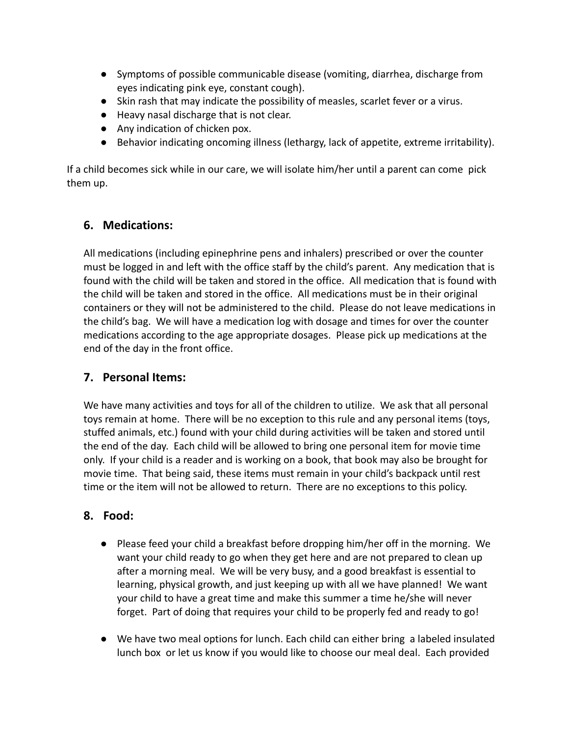- Symptoms of possible communicable disease (vomiting, diarrhea, discharge from eyes indicating pink eye, constant cough).
- Skin rash that may indicate the possibility of measles, scarlet fever or a virus.
- Heavy nasal discharge that is not clear.
- Any indication of chicken pox.
- Behavior indicating oncoming illness (lethargy, lack of appetite, extreme irritability).

If a child becomes sick while in our care, we will isolate him/her until a parent can come pick them up.

## 6. Medications:

All medications (including epinephrine pens and inhalers) prescribed or over the counter must be logged in and left with the office staff by the child's parent. Any medication that is found with the child will be taken and stored in the office. All medication that is found with the child will be taken and stored in the office. All medications must be in their original containers or they will not be administered to the child. Please do not leave medications in the child's bag. We will have a medication log with dosage and times for over the counter medications according to the age appropriate dosages. Please pick up medications at the end of the day in the front office.

## 7. Personal Items:

We have many activities and toys for all of the children to utilize. We ask that all personal toys remain at home. There will be no exception to this rule and any personal items (toys, stuffed animals, etc.) found with your child during activities will be taken and stored until the end of the day. Each child will be allowed to bring one personal item for movie time only. If your child is a reader and is working on a book, that book may also be brought for movie time. That being said, these items must remain in your child's backpack until rest time or the item will not be allowed to return. There are no exceptions to this policy.

## 8. Food:

- Please feed your child a breakfast before dropping him/her off in the morning. We want your child ready to go when they get here and are not prepared to clean up after a morning meal. We will be very busy, and a good breakfast is essential to learning, physical growth, and just keeping up with all we have planned! We want your child to have a great time and make this summer a time he/she will never forget. Part of doing that requires your child to be properly fed and ready to go!

- We have two meal options for lunch. Each child can either bring a labeled insulated lunch box or let us know if you would like to choose our meal deal. Each provided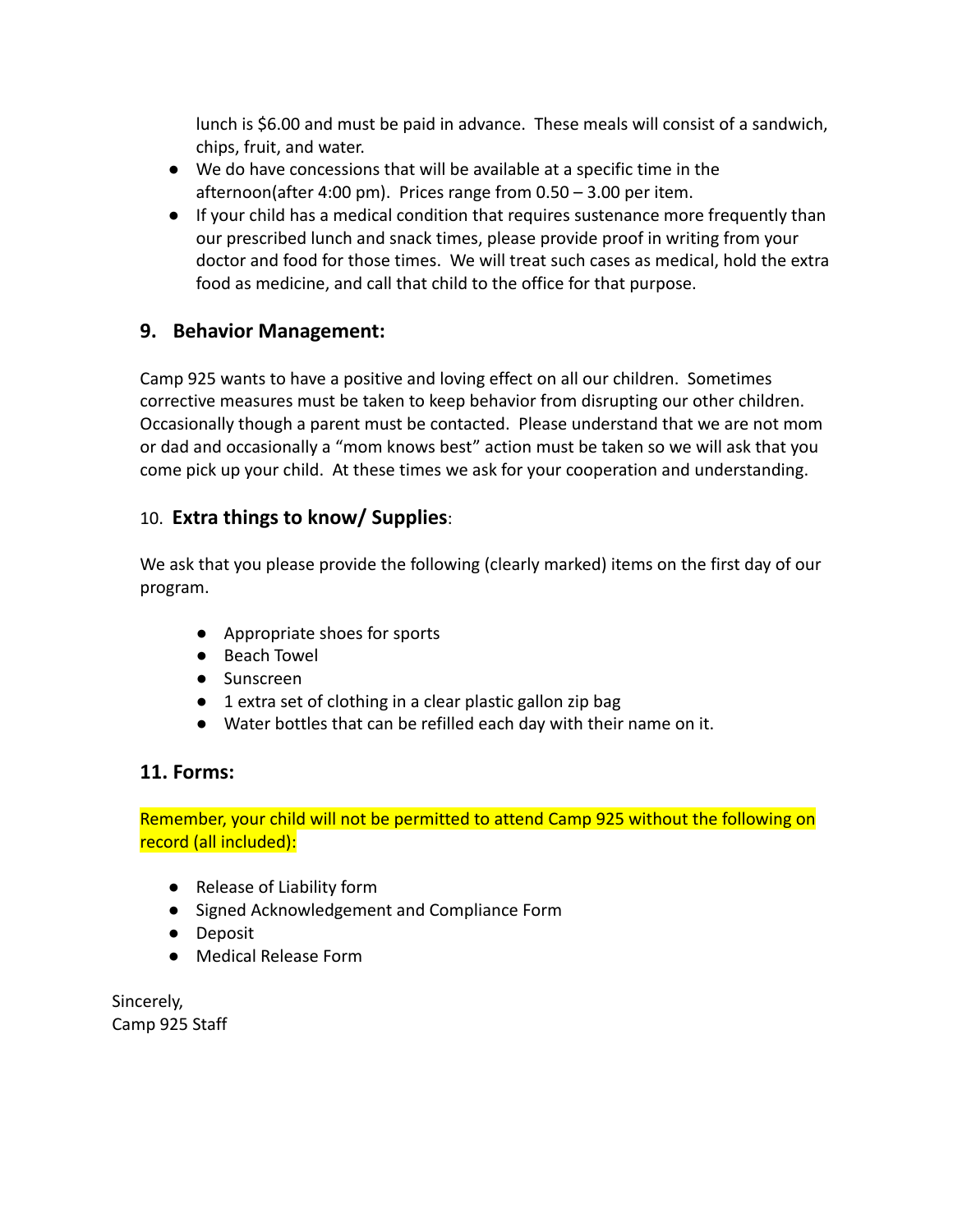lunch is $6.00 and must be paid in advance. These meals will consist of a sandwich, chips, fruit, and water.

- We do have concessions that will be available at a specific time in the afternoon(after 4:00 pm). Prices range from 0.50 – 3.00 per item.
- If your child has a medical condition that requires sustenance more frequently than our prescribed lunch and snack times, please provide proof in writing from your doctor and food for those times. We will treat such cases as medical, hold the extra food as medicine, and call that child to the office for that purpose.

## 9. Behavior Management:

Camp 925 wants to have a positive and loving effect on all our children. Sometimes corrective measures must be taken to keep behavior from disrupting our other children. Occasionally though a parent must be contacted. Please understand that we are not mom or dad and occasionally a "mom knows best" action must be taken so we will ask that you come pick up your child. At these times we ask for your cooperation and understanding.

## 10. **Extra things to know/ Supplies**:

We ask that you please provide the following (clearly marked) items on the first day of our program.

- Appropriate shoes for sports
- Beach Towel
- Sunscreen
- 1 extra set of clothing in a clear plastic gallon zip bag
- Water bottles that can be refilled each day with their name on it.

## 11. Forms:

Remember, your child will not be permitted to attend Camp 925 without the following on record (all included):

- Release of Liability form
- Signed Acknowledgement and Compliance Form
- Deposit
- Medical Release Form

Sincerely,
Camp 925 Staff